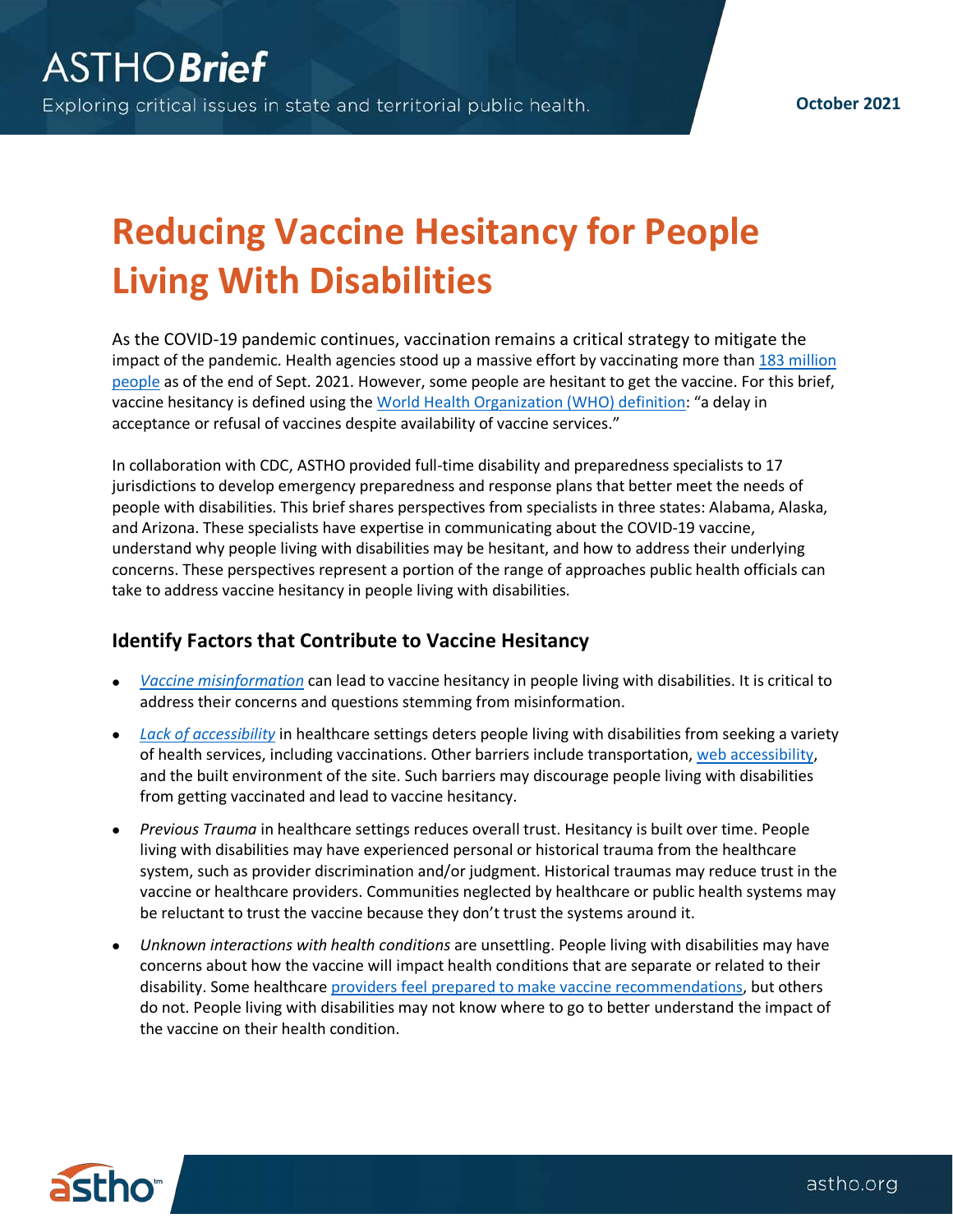ASTHO**Brief**

Exploring critical issues in state and territorial public health.

**October 2021**

# Reducing Vaccine Hesitancy for People Living With Disabilities

As the COVID-19 pandemic continues, vaccination remains a critical strategy to mitigate the impact of the pandemic. Health agencies stood up a massive effort by vaccinating more than 183 million people as of the end of Sept. 2021. However, some people are hesitant to get the vaccine. For this brief, vaccine hesitancy is defined using the World Health Organization (WHO) definition: "a delay in acceptance or refusal of vaccines despite availability of vaccine services."

In collaboration with CDC, ASTHO provided full-time disability and preparedness specialists to 17 jurisdictions to develop emergency preparedness and response plans that better meet the needs of people with disabilities. This brief shares perspectives from specialists in three states: Alabama, Alaska, and Arizona. These specialists have expertise in communicating about the COVID-19 vaccine, understand why people living with disabilities may be hesitant, and how to address their underlying concerns. These perspectives represent a portion of the range of approaches public health officials can take to address vaccine hesitancy in people living with disabilities.

## Identify Factors that Contribute to Vaccine Hesitancy

- *Vaccine misinformation* can lead to vaccine hesitancy in people living with disabilities. It is critical to address their concerns and questions stemming from misinformation.
- *Lack of accessibility* in healthcare settings deters people living with disabilities from seeking a variety of health services, including vaccinations. Other barriers include transportation, web accessibility, and the built environment of the site. Such barriers may discourage people living with disabilities from getting vaccinated and lead to vaccine hesitancy.
- *Previous Trauma* in healthcare settings reduces overall trust. Hesitancy is built over time. People living with disabilities may have experienced personal or historical trauma from the healthcare system, such as provider discrimination and/or judgment. Historical traumas may reduce trust in the vaccine or healthcare providers. Communities neglected by healthcare or public health systems may be reluctant to trust the vaccine because they don't trust the systems around it.
- *Unknown interactions with health conditions* are unsettling. People living with disabilities may have concerns about how the vaccine will impact health conditions that are separate or related to their disability. Some healthcare providers feel prepared to make vaccine recommendations, but others do not. People living with disabilities may not know where to go to better understand the impact of the vaccine on their health condition.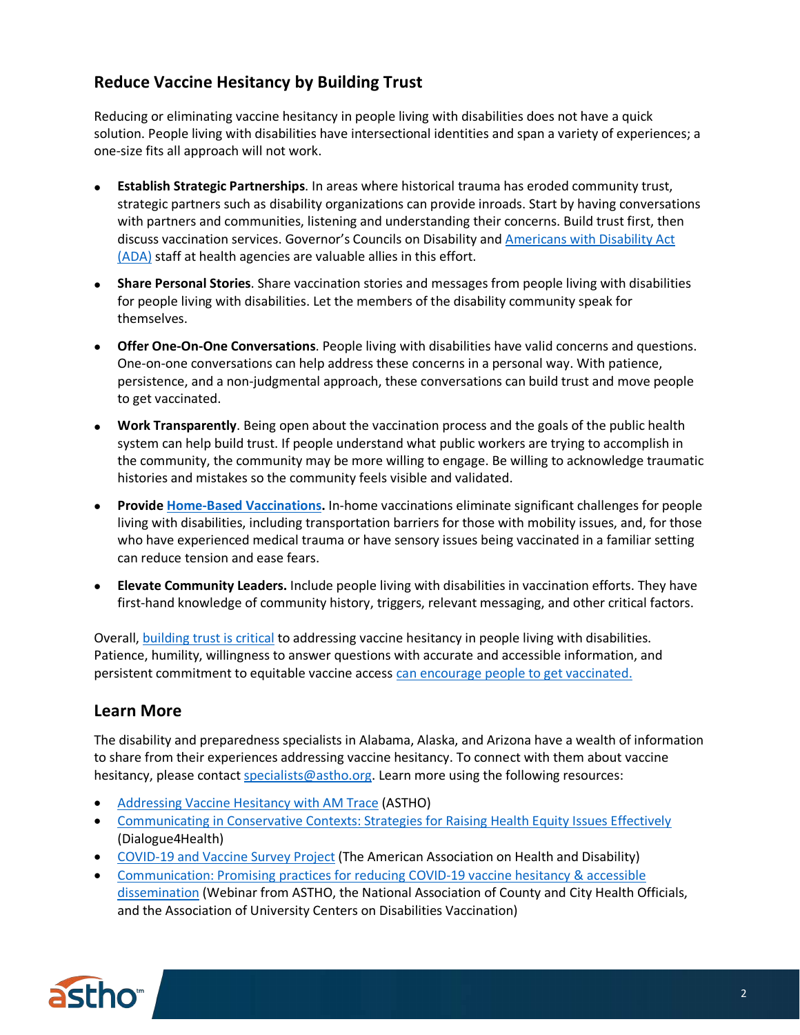## Reduce Vaccine Hesitancy by Building Trust

Reducing or eliminating vaccine hesitancy in people living with disabilities does not have a quick solution. People living with disabilities have intersectional identities and span a variety of experiences; a one-size fits all approach will not work.

- **Establish Strategic Partnerships**. In areas where historical trauma has eroded community trust, strategic partners such as disability organizations can provide inroads. Start by having conversations with partners and communities, listening and understanding their concerns. Build trust first, then discuss vaccination services. Governor's Councils on Disability and Americans with Disability Act (ADA) staff at health agencies are valuable allies in this effort.
- **Share Personal Stories**. Share vaccination stories and messages from people living with disabilities for people living with disabilities. Let the members of the disability community speak for themselves.
- **Offer One-On-One Conversations**. People living with disabilities have valid concerns and questions. One-on-one conversations can help address these concerns in a personal way. With patience, persistence, and a non-judgmental approach, these conversations can build trust and move people to get vaccinated.
- **Work Transparently**. Being open about the vaccination process and the goals of the public health system can help build trust. If people understand what public workers are trying to accomplish in the community, the community may be more willing to engage. Be willing to acknowledge traumatic histories and mistakes so the community feels visible and validated.
- **Provide Home-Based Vaccinations.** In-home vaccinations eliminate significant challenges for people living with disabilities, including transportation barriers for those with mobility issues, and, for those who have experienced medical trauma or have sensory issues being vaccinated in a familiar setting can reduce tension and ease fears.
- **Elevate Community Leaders.** Include people living with disabilities in vaccination efforts. They have first-hand knowledge of community history, triggers, relevant messaging, and other critical factors.

Overall, building trust is critical to addressing vaccine hesitancy in people living with disabilities. Patience, humility, willingness to answer questions with accurate and accessible information, and persistent commitment to equitable vaccine access can encourage people to get vaccinated.

## Learn More

The disability and preparedness specialists in Alabama, Alaska, and Arizona have a wealth of information to share from their experiences addressing vaccine hesitancy. To connect with them about vaccine hesitancy, please contact specialists@astho.org. Learn more using the following resources:

- Addressing Vaccine Hesitancy with AM Trace (ASTHO)
- Communicating in Conservative Contexts: Strategies for Raising Health Equity Issues Effectively (Dialogue4Health)
- COVID-19 and Vaccine Survey Project (The American Association on Health and Disability)
- Communication: Promising practices for reducing COVID-19 vaccine hesitancy & accessible dissemination (Webinar from ASTHO, the National Association of County and City Health Officials, and the Association of University Centers on Disabilities Vaccination)